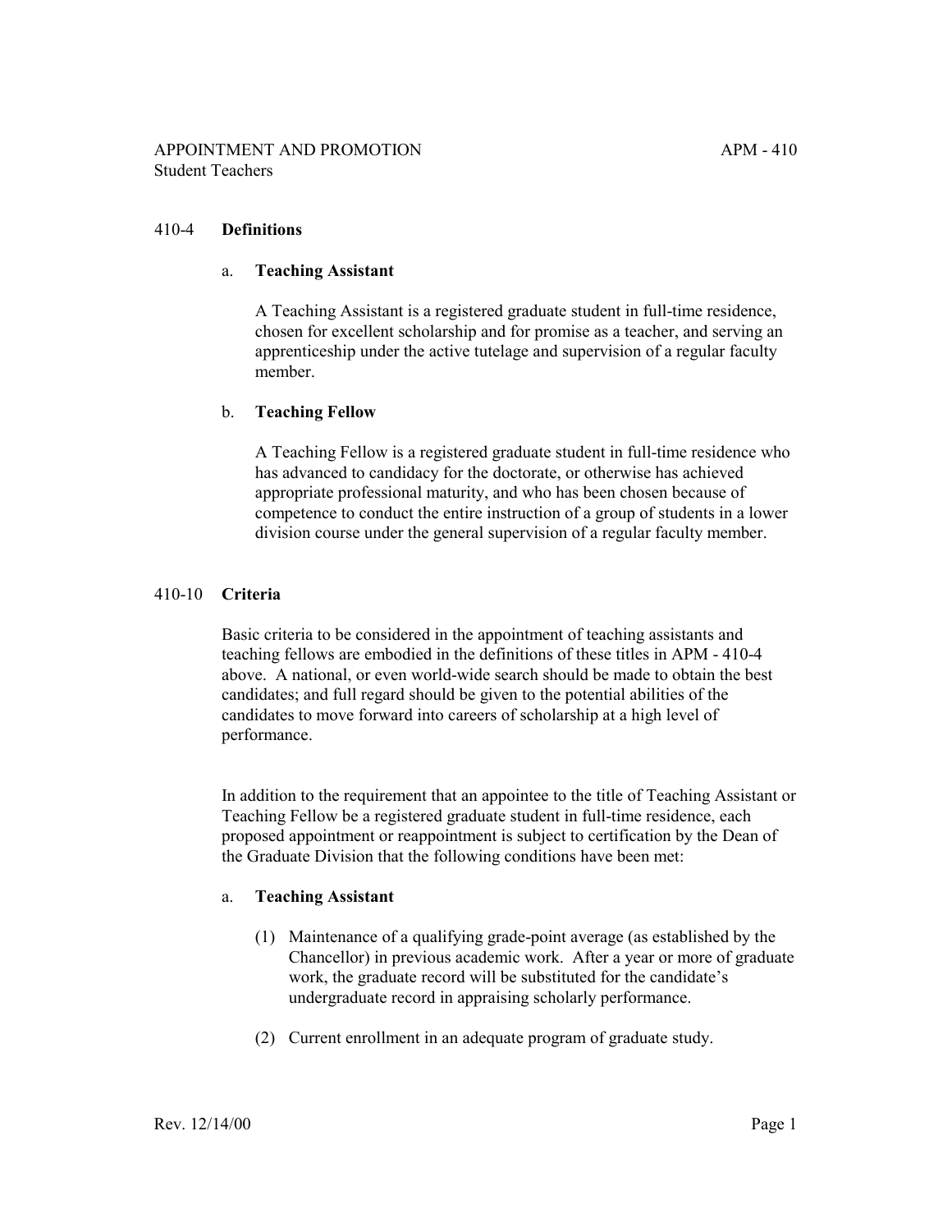APPOINTMENT AND PROMOTION — APM - 410

Student Teachers

## 410-4 Definitions

### a. Teaching Assistant

A Teaching Assistant is a registered graduate student in full-time residence, chosen for excellent scholarship and for promise as a teacher, and serving an apprenticeship under the active tutelage and supervision of a regular faculty member.

### b. Teaching Fellow

A Teaching Fellow is a registered graduate student in full-time residence who has advanced to candidacy for the doctorate, or otherwise has achieved appropriate professional maturity, and who has been chosen because of competence to conduct the entire instruction of a group of students in a lower division course under the general supervision of a regular faculty member.

## 410-10 Criteria

Basic criteria to be considered in the appointment of teaching assistants and teaching fellows are embodied in the definitions of these titles in APM - 410-4 above. A national, or even world-wide search should be made to obtain the best candidates; and full regard should be given to the potential abilities of the candidates to move forward into careers of scholarship at a high level of performance.

In addition to the requirement that an appointee to the title of Teaching Assistant or Teaching Fellow be a registered graduate student in full-time residence, each proposed appointment or reappointment is subject to certification by the Dean of the Graduate Division that the following conditions have been met:

### a. Teaching Assistant

(1) Maintenance of a qualifying grade-point average (as established by the Chancellor) in previous academic work. After a year or more of graduate work, the graduate record will be substituted for the candidate's undergraduate record in appraising scholarly performance.

(2) Current enrollment in an adequate program of graduate study.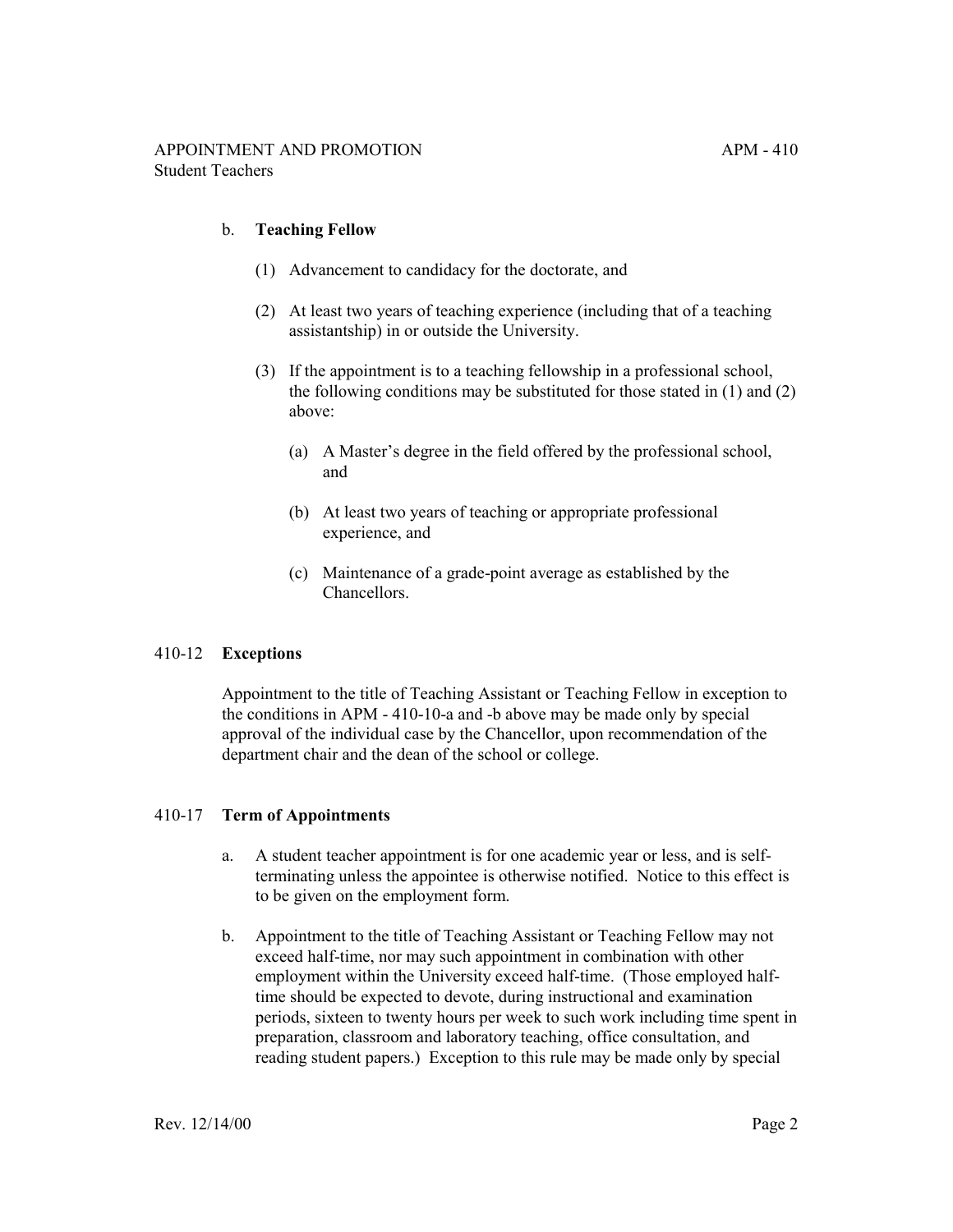b. **Teaching Fellow**

   (1) Advancement to candidacy for the doctorate, and

   (2) At least two years of teaching experience (including that of a teaching assistantship) in or outside the University.

   (3) If the appointment is to a teaching fellowship in a professional school, the following conditions may be substituted for those stated in (1) and (2) above:

      (a) A Master's degree in the field offered by the professional school, and

      (b) At least two years of teaching or appropriate professional experience, and

      (c) Maintenance of a grade-point average as established by the Chancellors.

## 410-12 **Exceptions**

Appointment to the title of Teaching Assistant or Teaching Fellow in exception to the conditions in APM - 410-10-a and -b above may be made only by special approval of the individual case by the Chancellor, upon recommendation of the department chair and the dean of the school or college.

## 410-17 **Term of Appointments**

a. A student teacher appointment is for one academic year or less, and is self-terminating unless the appointee is otherwise notified. Notice to this effect is to be given on the employment form.

b. Appointment to the title of Teaching Assistant or Teaching Fellow may not exceed half-time, nor may such appointment in combination with other employment within the University exceed half-time. (Those employed half-time should be expected to devote, during instructional and examination periods, sixteen to twenty hours per week to such work including time spent in preparation, classroom and laboratory teaching, office consultation, and reading student papers.) Exception to this rule may be made only by special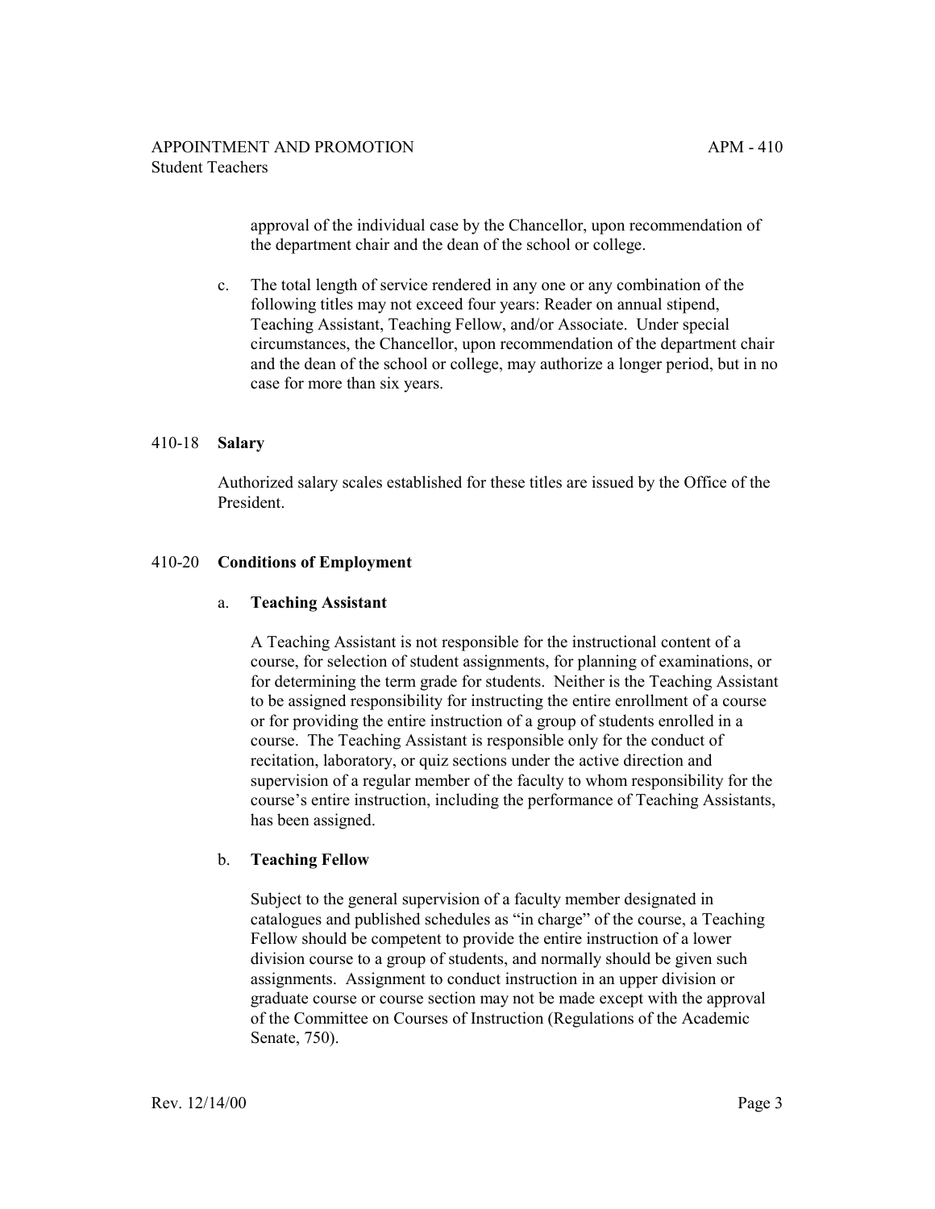approval of the individual case by the Chancellor, upon recommendation of the department chair and the dean of the school or college.

c. The total length of service rendered in any one or any combination of the following titles may not exceed four years: Reader on annual stipend, Teaching Assistant, Teaching Fellow, and/or Associate. Under special circumstances, the Chancellor, upon recommendation of the department chair and the dean of the school or college, may authorize a longer period, but in no case for more than six years.

## 410-18 **Salary**

Authorized salary scales established for these titles are issued by the Office of the President.

## 410-20 **Conditions of Employment**

### a. **Teaching Assistant**

A Teaching Assistant is not responsible for the instructional content of a course, for selection of student assignments, for planning of examinations, or for determining the term grade for students. Neither is the Teaching Assistant to be assigned responsibility for instructing the entire enrollment of a course or for providing the entire instruction of a group of students enrolled in a course. The Teaching Assistant is responsible only for the conduct of recitation, laboratory, or quiz sections under the active direction and supervision of a regular member of the faculty to whom responsibility for the course's entire instruction, including the performance of Teaching Assistants, has been assigned.

### b. **Teaching Fellow**

Subject to the general supervision of a faculty member designated in catalogues and published schedules as "in charge" of the course, a Teaching Fellow should be competent to provide the entire instruction of a lower division course to a group of students, and normally should be given such assignments. Assignment to conduct instruction in an upper division or graduate course or course section may not be made except with the approval of the Committee on Courses of Instruction (Regulations of the Academic Senate, 750).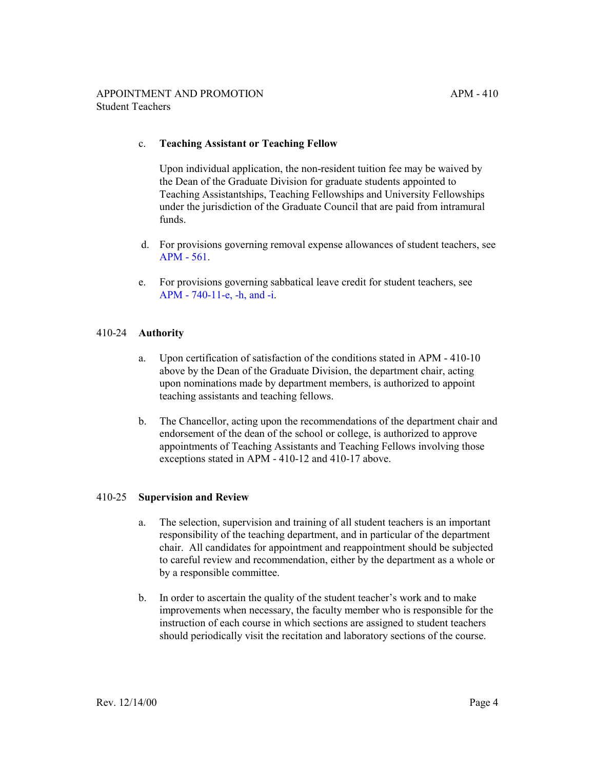c. **Teaching Assistant or Teaching Fellow**

   Upon individual application, the non-resident tuition fee may be waived by the Dean of the Graduate Division for graduate students appointed to Teaching Assistantships, Teaching Fellowships and University Fellowships under the jurisdiction of the Graduate Council that are paid from intramural funds.

d. For provisions governing removal expense allowances of student teachers, see APM - 561.

e. For provisions governing sabbatical leave credit for student teachers, see APM - 740-11-e, -h, and -i.

## 410-24 **Authority**

a. Upon certification of satisfaction of the conditions stated in APM - 410-10 above by the Dean of the Graduate Division, the department chair, acting upon nominations made by department members, is authorized to appoint teaching assistants and teaching fellows.

b. The Chancellor, acting upon the recommendations of the department chair and endorsement of the dean of the school or college, is authorized to approve appointments of Teaching Assistants and Teaching Fellows involving those exceptions stated in APM - 410-12 and 410-17 above.

## 410-25 **Supervision and Review**

a. The selection, supervision and training of all student teachers is an important responsibility of the teaching department, and in particular of the department chair. All candidates for appointment and reappointment should be subjected to careful review and recommendation, either by the department as a whole or by a responsible committee.

b. In order to ascertain the quality of the student teacher's work and to make improvements when necessary, the faculty member who is responsible for the instruction of each course in which sections are assigned to student teachers should periodically visit the recitation and laboratory sections of the course.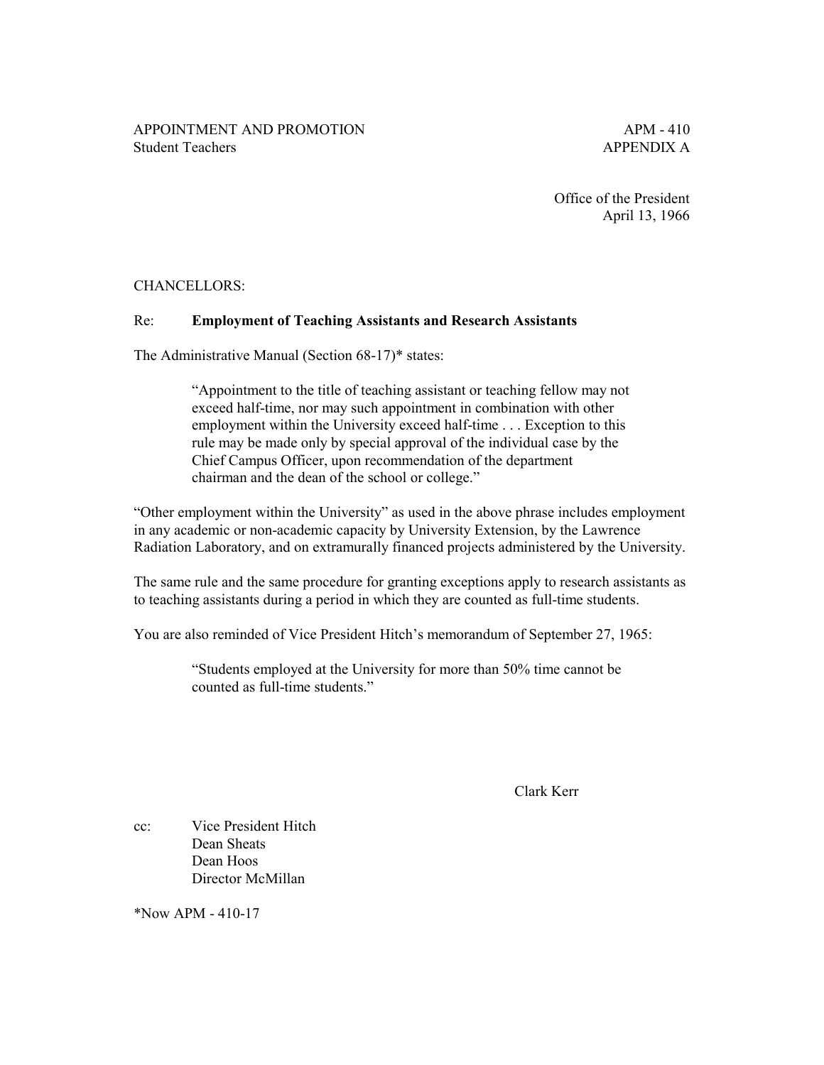APPOINTMENT AND PROMOTION  
Student Teachers

APM - 410  
APPENDIX A

Office of the President  
April 13, 1966

CHANCELLORS:

Re: **Employment of Teaching Assistants and Research Assistants**

The Administrative Manual (Section 68-17)* states:

> "Appointment to the title of teaching assistant or teaching fellow may not exceed half-time, nor may such appointment in combination with other employment within the University exceed half-time . . . Exception to this rule may be made only by special approval of the individual case by the Chief Campus Officer, upon recommendation of the department chairman and the dean of the school or college."

"Other employment within the University" as used in the above phrase includes employment in any academic or non-academic capacity by University Extension, by the Lawrence Radiation Laboratory, and on extramurally financed projects administered by the University.

The same rule and the same procedure for granting exceptions apply to research assistants as to teaching assistants during a period in which they are counted as full-time students.

You are also reminded of Vice President Hitch's memorandum of September 27, 1965:

> "Students employed at the University for more than 50% time cannot be counted as full-time students."

Clark Kerr

cc: Vice President Hitch  
Dean Sheats  
Dean Hoos  
Director McMillan

*Now APM - 410-17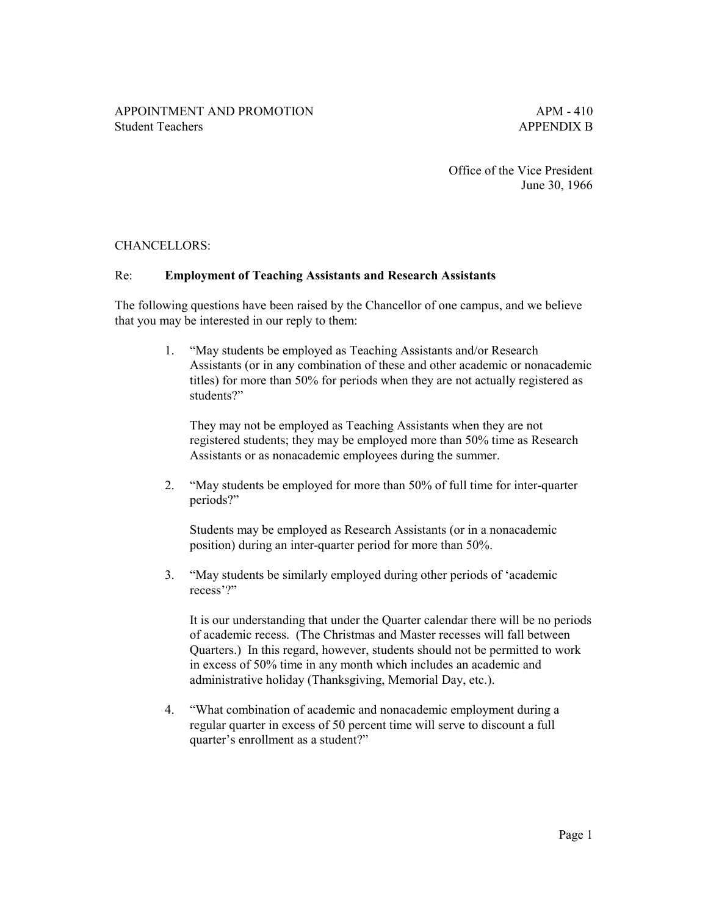APPOINTMENT AND PROMOTION
Student Teachers

APM - 410
APPENDIX B

Office of the Vice President
June 30, 1966

CHANCELLORS:

Re: **Employment of Teaching Assistants and Research Assistants**

The following questions have been raised by the Chancellor of one campus, and we believe that you may be interested in our reply to them:

1. "May students be employed as Teaching Assistants and/or Research Assistants (or in any combination of these and other academic or nonacademic titles) for more than 50% for periods when they are not actually registered as students?"

   They may not be employed as Teaching Assistants when they are not registered students; they may be employed more than 50% time as Research Assistants or as nonacademic employees during the summer.

2. "May students be employed for more than 50% of full time for inter-quarter periods?"

   Students may be employed as Research Assistants (or in a nonacademic position) during an inter-quarter period for more than 50%.

3. "May students be similarly employed during other periods of 'academic recess'?"

   It is our understanding that under the Quarter calendar there will be no periods of academic recess. (The Christmas and Master recesses will fall between Quarters.) In this regard, however, students should not be permitted to work in excess of 50% time in any month which includes an academic and administrative holiday (Thanksgiving, Memorial Day, etc.).

4. "What combination of academic and nonacademic employment during a regular quarter in excess of 50 percent time will serve to discount a full quarter's enrollment as a student?"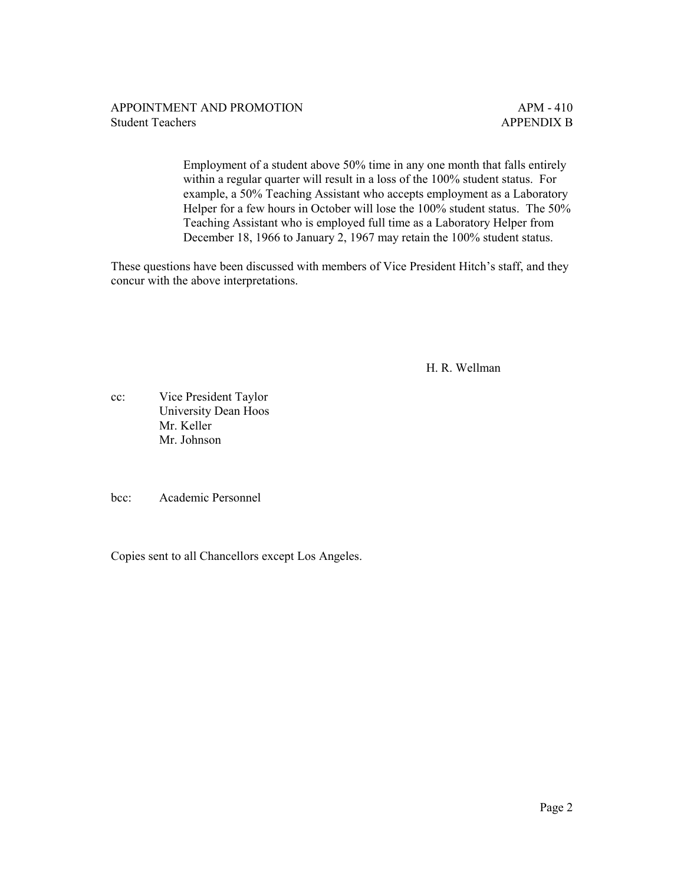Employment of a student above 50% time in any one month that falls entirely within a regular quarter will result in a loss of the 100% student status. For example, a 50% Teaching Assistant who accepts employment as a Laboratory Helper for a few hours in October will lose the 100% student status. The 50% Teaching Assistant who is employed full time as a Laboratory Helper from December 18, 1966 to January 2, 1967 may retain the 100% student status.

These questions have been discussed with members of Vice President Hitch's staff, and they concur with the above interpretations.

H. R. Wellman

cc: Vice President Taylor
University Dean Hoos
Mr. Keller
Mr. Johnson

bcc: Academic Personnel

Copies sent to all Chancellors except Los Angeles.